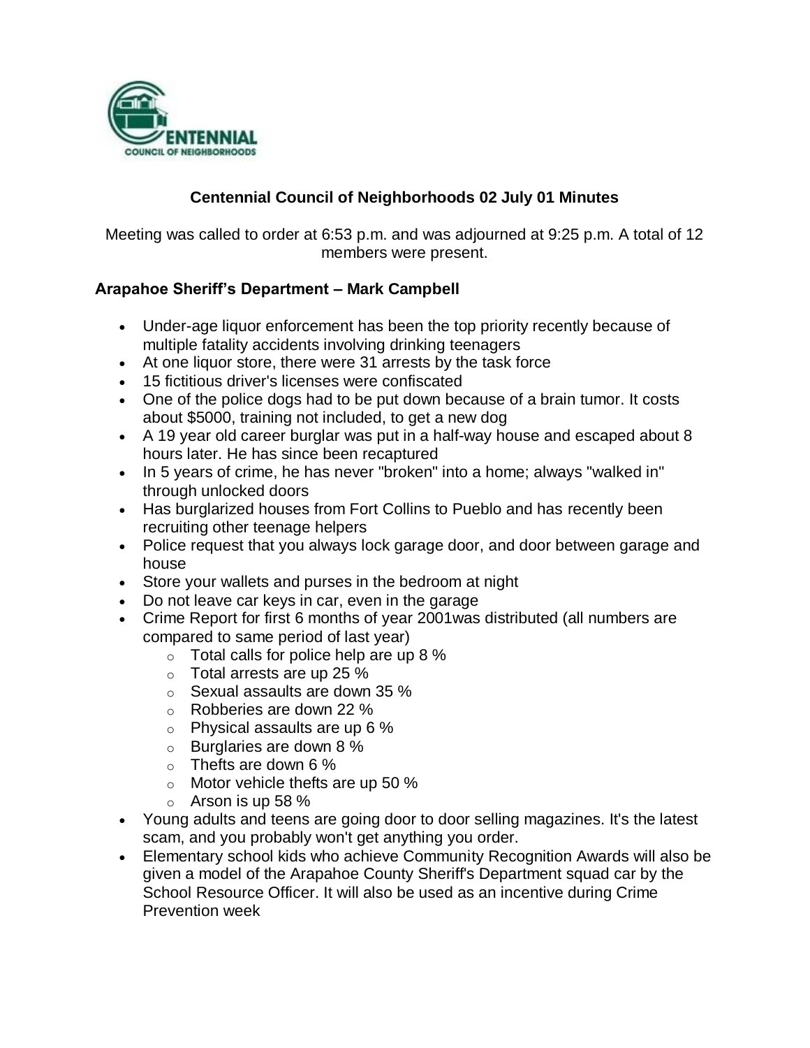# Centennial Council of Neighborhoods 02 July 01 Minutes

Meeting was called to order at 6:53 p.m. and was adjourned at 9:25 p.m. A total of 12 members were present.

### Arapahoe Sheriff's Department – Mark Campbell

- Under-age liquor enforcement has been the top priority recently because of multiple fatality accidents involving drinking teenagers
- At one liquor store, there were 31 arrests by the task force
- 15 fictitious driver's licenses were confiscated
- One of the police dogs had to be put down because of a brain tumor. It costs about $5000, training not included, to get a new dog
- A 19 year old career burglar was put in a half-way house and escaped about 8 hours later. He has since been recaptured
- In 5 years of crime, he has never "broken" into a home; always "walked in" through unlocked doors
- Has burglarized houses from Fort Collins to Pueblo and has recently been recruiting other teenage helpers
- Police request that you always lock garage door, and door between garage and house
- Store your wallets and purses in the bedroom at night
- Do not leave car keys in car, even in the garage
- Crime Report for first 6 months of year 2001was distributed (all numbers are compared to same period of last year)
  - Total calls for police help are up 8 %
  - Total arrests are up 25 %
  - Sexual assaults are down 35 %
  - Robberies are down 22 %
  - Physical assaults are up 6 %
  - Burglaries are down 8 %
  - Thefts are down 6 %
  - Motor vehicle thefts are up 50 %
  - Arson is up 58 %
- Young adults and teens are going door to door selling magazines. It's the latest scam, and you probably won't get anything you order.
- Elementary school kids who achieve Community Recognition Awards will also be given a model of the Arapahoe County Sheriff's Department squad car by the School Resource Officer. It will also be used as an incentive during Crime Prevention week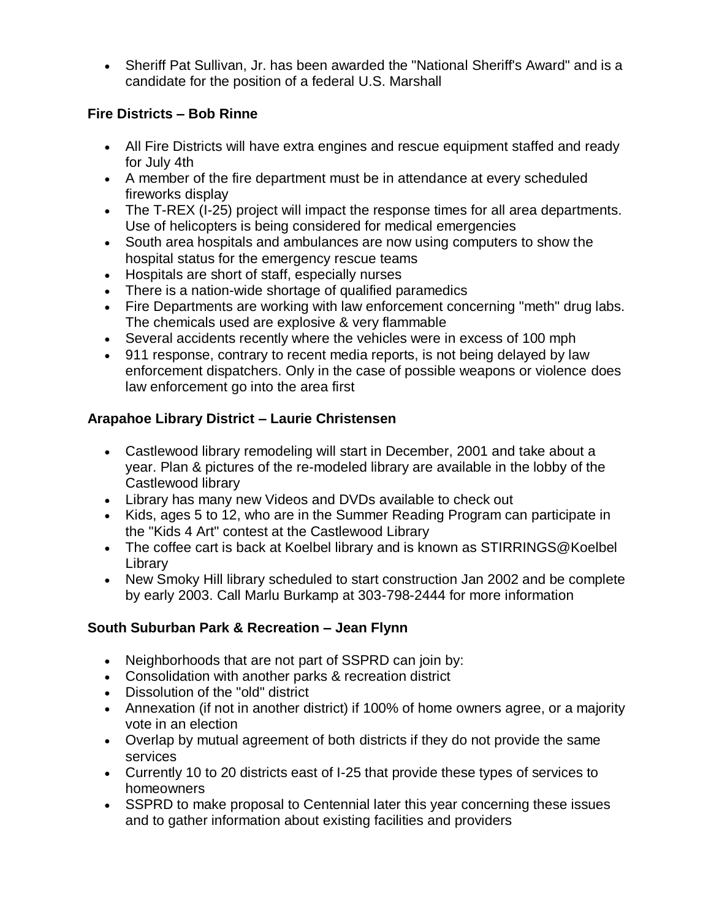- Sheriff Pat Sullivan, Jr. has been awarded the "National Sheriff's Award" and is a candidate for the position of a federal U.S. Marshall

### Fire Districts – Bob Rinne

- All Fire Districts will have extra engines and rescue equipment staffed and ready for July 4th
- A member of the fire department must be in attendance at every scheduled fireworks display
- The T-REX (I-25) project will impact the response times for all area departments. Use of helicopters is being considered for medical emergencies
- South area hospitals and ambulances are now using computers to show the hospital status for the emergency rescue teams
- Hospitals are short of staff, especially nurses
- There is a nation-wide shortage of qualified paramedics
- Fire Departments are working with law enforcement concerning "meth" drug labs. The chemicals used are explosive & very flammable
- Several accidents recently where the vehicles were in excess of 100 mph
- 911 response, contrary to recent media reports, is not being delayed by law enforcement dispatchers. Only in the case of possible weapons or violence does law enforcement go into the area first

### Arapahoe Library District – Laurie Christensen

- Castlewood library remodeling will start in December, 2001 and take about a year. Plan & pictures of the re-modeled library are available in the lobby of the Castlewood library
- Library has many new Videos and DVDs available to check out
- Kids, ages 5 to 12, who are in the Summer Reading Program can participate in the "Kids 4 Art" contest at the Castlewood Library
- The coffee cart is back at Koelbel library and is known as STIRRINGS@Koelbel Library
- New Smoky Hill library scheduled to start construction Jan 2002 and be complete by early 2003. Call Marlu Burkamp at 303-798-2444 for more information

### South Suburban Park & Recreation – Jean Flynn

- Neighborhoods that are not part of SSPRD can join by:
- Consolidation with another parks & recreation district
- Dissolution of the "old" district
- Annexation (if not in another district) if 100% of home owners agree, or a majority vote in an election
- Overlap by mutual agreement of both districts if they do not provide the same services
- Currently 10 to 20 districts east of I-25 that provide these types of services to homeowners
- SSPRD to make proposal to Centennial later this year concerning these issues and to gather information about existing facilities and providers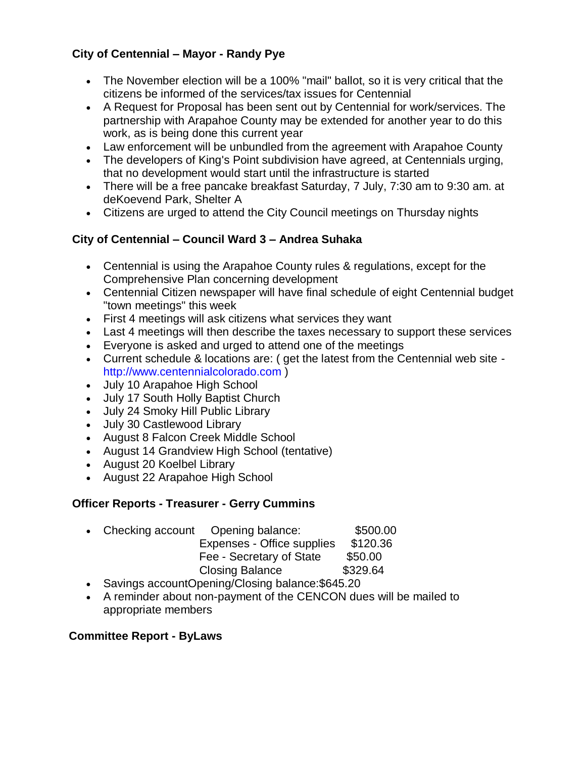**City of Centennial – Mayor - Randy Pye**

- The November election will be a 100% "mail" ballot, so it is very critical that the citizens be informed of the services/tax issues for Centennial
- A Request for Proposal has been sent out by Centennial for work/services. The partnership with Arapahoe County may be extended for another year to do this work, as is being done this current year
- Law enforcement will be unbundled from the agreement with Arapahoe County
- The developers of King's Point subdivision have agreed, at Centennials urging, that no development would start until the infrastructure is started
- There will be a free pancake breakfast Saturday, 7 July, 7:30 am to 9:30 am. at deKoevend Park, Shelter A
- Citizens are urged to attend the City Council meetings on Thursday nights

**City of Centennial – Council Ward 3 – Andrea Suhaka**

- Centennial is using the Arapahoe County rules & regulations, except for the Comprehensive Plan concerning development
- Centennial Citizen newspaper will have final schedule of eight Centennial budget "town meetings" this week
- First 4 meetings will ask citizens what services they want
- Last 4 meetings will then describe the taxes necessary to support these services
- Everyone is asked and urged to attend one of the meetings
- Current schedule & locations are: ( get the latest from the Centennial web site - http://www.centennialcolorado.com )
- July 10 Arapahoe High School
- July 17 South Holly Baptist Church
- July 24 Smoky Hill Public Library
- July 30 Castlewood Library
- August 8 Falcon Creek Middle School
- August 14 Grandview High School (tentative)
- August 20 Koelbel Library
- August 22 Arapahoe High School

**Officer Reports - Treasurer - Gerry Cummins**

- Checking account

| | | |
|---|---|---|
| Checking account | Opening balance: | $500.00 |
| | Expenses - Office supplies | $120.36 |
| | Fee - Secretary of State | $50.00 |
| | Closing Balance | $329.64 |

- Savings accountOpening/Closing balance:$645.20
- A reminder about non-payment of the CENCON dues will be mailed to appropriate members

**Committee Report - ByLaws**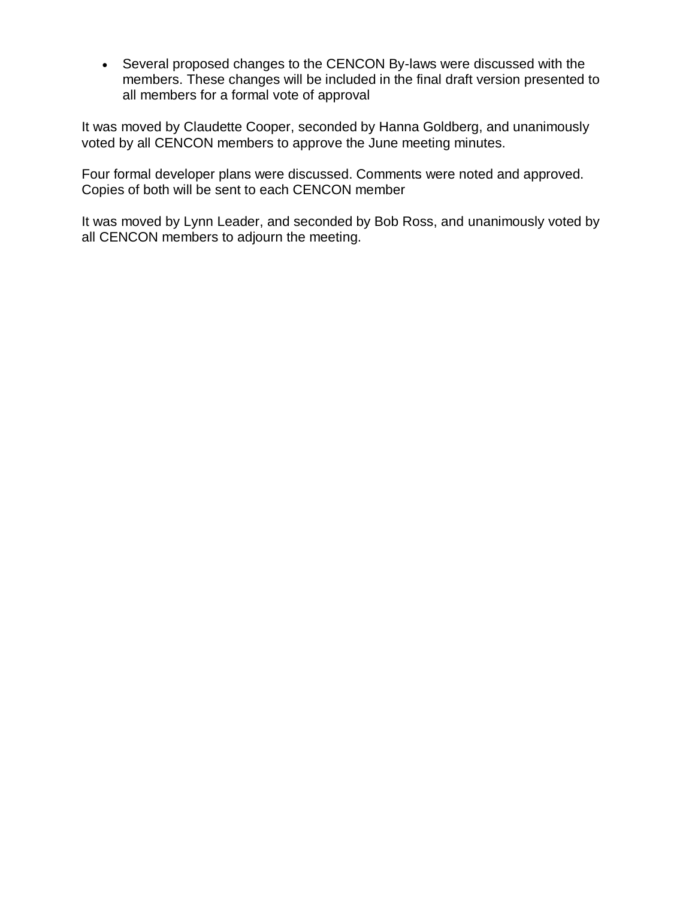- Several proposed changes to the CENCON By-laws were discussed with the members. These changes will be included in the final draft version presented to all members for a formal vote of approval

It was moved by Claudette Cooper, seconded by Hanna Goldberg, and unanimously voted by all CENCON members to approve the June meeting minutes.

Four formal developer plans were discussed. Comments were noted and approved. Copies of both will be sent to each CENCON member

It was moved by Lynn Leader, and seconded by Bob Ross, and unanimously voted by all CENCON members to adjourn the meeting.